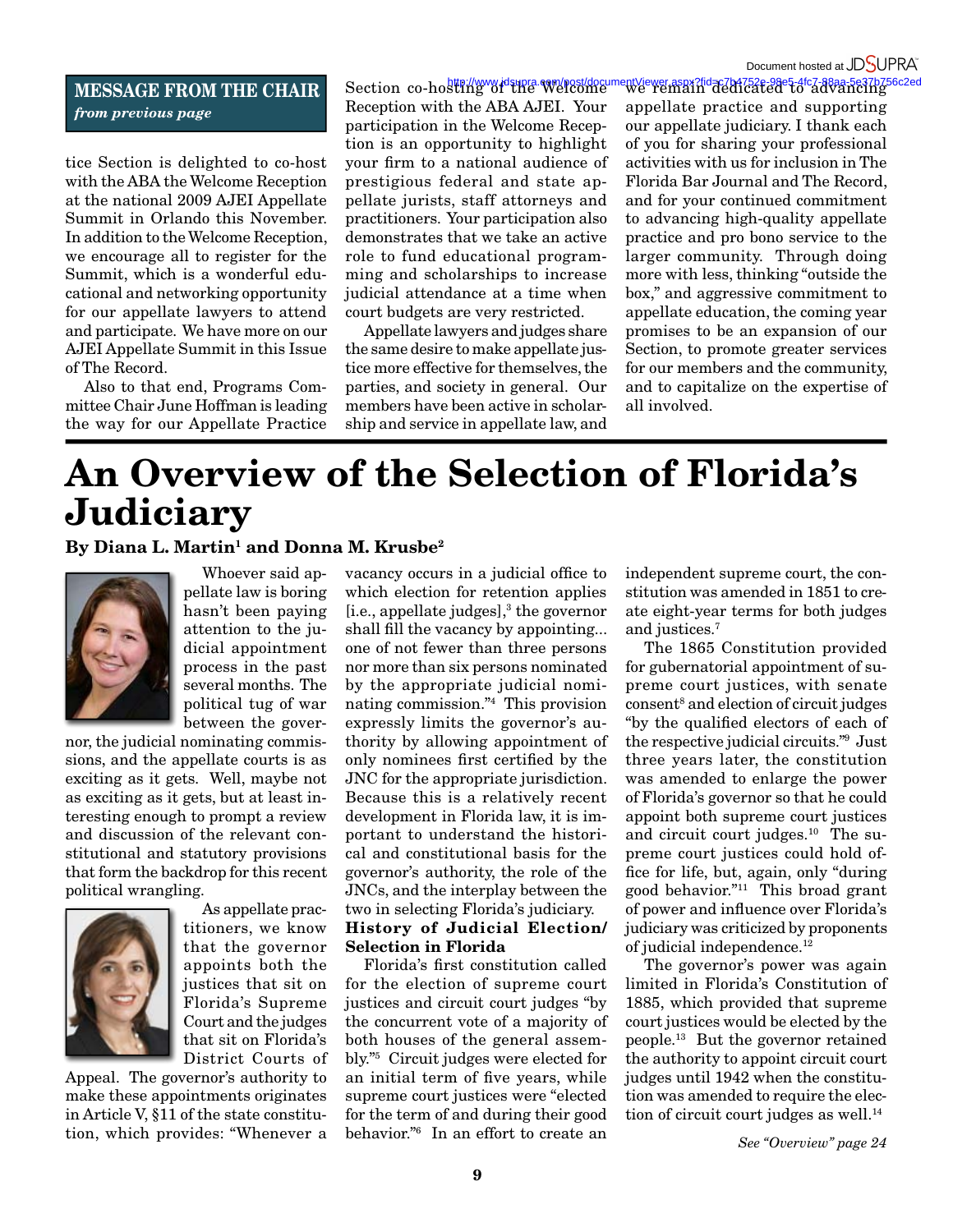**MESSAGE FROM THE CHAIR**
*from previous page*

tice Section is delighted to co-host with the ABA the Welcome Reception at the national 2009 AJEI Appellate Summit in Orlando this November. In addition to the Welcome Reception, we encourage all to register for the Summit, which is a wonderful educational and networking opportunity for our appellate lawyers to attend and participate. We have more on our AJEI Appellate Summit in this Issue of The Record.

Also to that end, Programs Committee Chair June Hoffman is leading the way for our Appellate Practice Section co-hosting of the Welcome Reception with the ABA AJEI. Your participation in the Welcome Reception is an opportunity to highlight your firm to a national audience of prestigious federal and state appellate jurists, staff attorneys and practitioners. Your participation also demonstrates that we take an active role to fund educational programming and scholarships to increase judicial attendance at a time when court budgets are very restricted.

Appellate lawyers and judges share the same desire to make appellate justice more effective for themselves, the parties, and society in general. Our members have been active in scholarship and service in appellate law, and we remain dedicated to advancing appellate practice and supporting our appellate judiciary. I thank each of you for sharing your professional activities with us for inclusion in The Florida Bar Journal and The Record, and for your continued commitment to advancing high-quality appellate practice and pro bono service to the larger community. Through doing more with less, thinking "outside the box," and aggressive commitment to appellate education, the coming year promises to be an expansion of our Section, to promote greater services for our members and the community, and to capitalize on the expertise of all involved.

# An Overview of the Selection of Florida's Judiciary

**By Diana L. Martin[1] and Donna M. Krusbe[2]**

Whoever said appellate law is boring hasn't been paying attention to the judicial appointment process in the past several months. The political tug of war between the governor, the judicial nominating commissions, and the appellate courts is as exciting as it gets. Well, maybe not as exciting as it gets, but at least interesting enough to prompt a review and discussion of the relevant constitutional and statutory provisions that form the backdrop for this recent political wrangling.

As appellate practitioners, we know that the governor appoints both the justices that sit on Florida's Supreme Court and the judges that sit on Florida's District Courts of Appeal. The governor's authority to make these appointments originates in Article V, §11 of the state constitution, which provides: "Whenever a vacancy occurs in a judicial office to which election for retention applies [i.e., appellate judges],[3] the governor shall fill the vacancy by appointing... one of not fewer than three persons nor more than six persons nominated by the appropriate judicial nominating commission."[4] This provision expressly limits the governor's authority by allowing appointment of only nominees first certified by the JNC for the appropriate jurisdiction. Because this is a relatively recent development in Florida law, it is important to understand the historical and constitutional basis for the governor's authority, the role of the JNCs, and the interplay between the two in selecting Florida's judiciary.

**History of Judicial Election/ Selection in Florida**

Florida's first constitution called for the election of supreme court justices and circuit court judges "by the concurrent vote of a majority of both houses of the general assembly."[5] Circuit judges were elected for an initial term of five years, while supreme court justices were "elected for the term of and during their good behavior."[6] In an effort to create an independent supreme court, the constitution was amended in 1851 to create eight-year terms for both judges and justices.[7]

The 1865 Constitution provided for gubernatorial appointment of supreme court justices, with senate consent[8] and election of circuit judges "by the qualified electors of each of the respective judicial circuits."[9] Just three years later, the constitution was amended to enlarge the power of Florida's governor so that he could appoint both supreme court justices and circuit court judges.[10] The supreme court justices could hold office for life, but, again, only "during good behavior."[11] This broad grant of power and influence over Florida's judiciary was criticized by proponents of judicial independence.[12]

The governor's power was again limited in Florida's Constitution of 1885, which provided that supreme court justices would be elected by the people.[13] But the governor retained the authority to appoint circuit court judges until 1942 when the constitution was amended to require the election of circuit court judges as well.[14]

*See "Overview" page 24*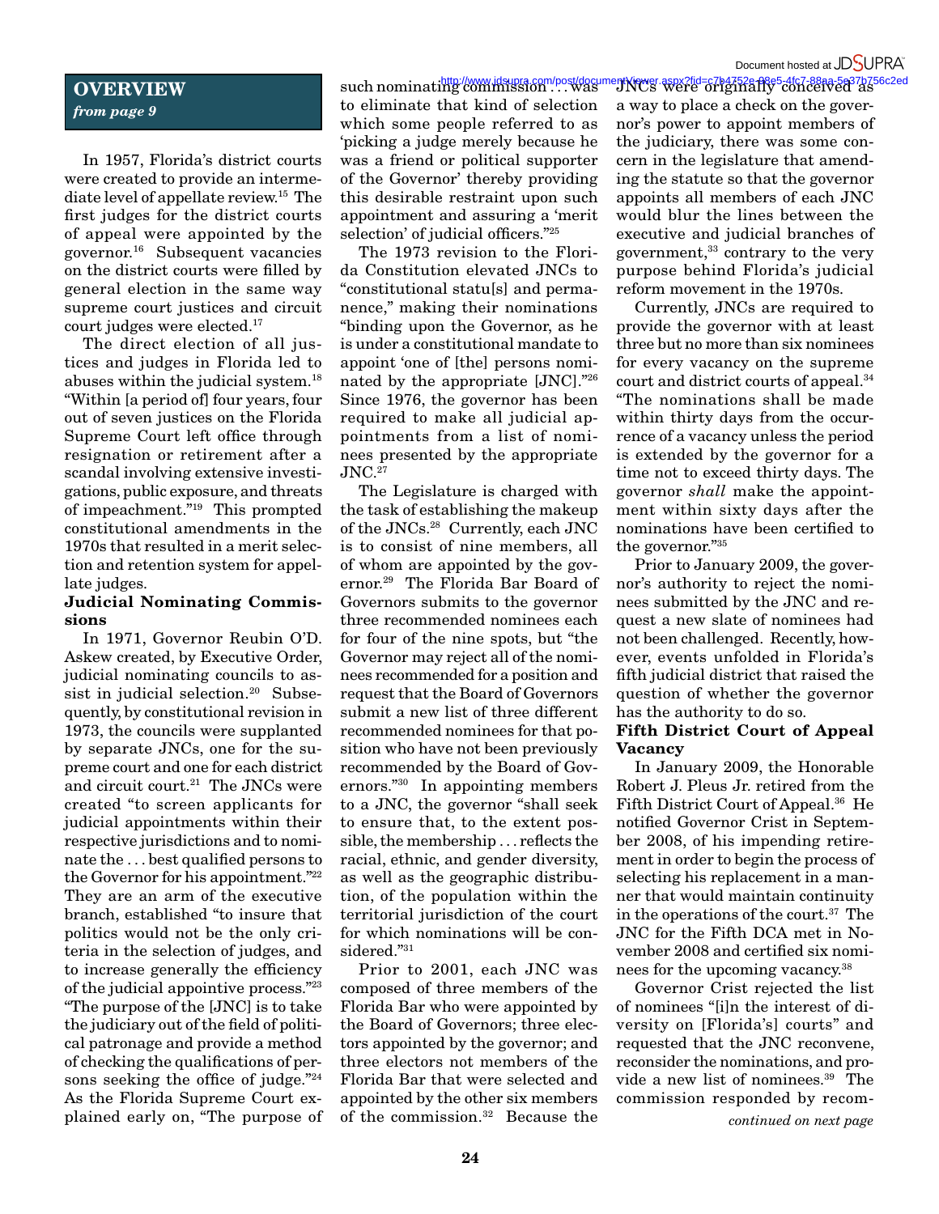## OVERVIEW

*from page 9*

In 1957, Florida's district courts were created to provide an intermediate level of appellate review.[15] The first judges for the district courts of appeal were appointed by the governor.[16] Subsequent vacancies on the district courts were filled by general election in the same way supreme court justices and circuit court judges were elected.[17]

The direct election of all justices and judges in Florida led to abuses within the judicial system.[18] "Within [a period of] four years, four out of seven justices on the Florida Supreme Court left office through resignation or retirement after a scandal involving extensive investigations, public exposure, and threats of impeachment."[19] This prompted constitutional amendments in the 1970s that resulted in a merit selection and retention system for appellate judges.

### Judicial Nominating Commissions

In 1971, Governor Reubin O'D. Askew created, by Executive Order, judicial nominating councils to assist in judicial selection.[20] Subsequently, by constitutional revision in 1973, the councils were supplanted by separate JNCs, one for the supreme court and one for each district and circuit court.[21] The JNCs were created "to screen applicants for judicial appointments within their respective jurisdictions and to nominate the . . . best qualified persons to the Governor for his appointment."[22] They are an arm of the executive branch, established "to insure that politics would not be the only criteria in the selection of judges, and to increase generally the efficiency of the judicial appointive process."[23] "The purpose of the [JNC] is to take the judiciary out of the field of political patronage and provide a method of checking the qualifications of persons seeking the office of judge."[24] As the Florida Supreme Court explained early on, "The purpose of such nominating commission . . . was to eliminate that kind of selection which some people referred to as 'picking a judge merely because he was a friend or political supporter of the Governor' thereby providing this desirable restraint upon such appointment and assuring a 'merit selection' of judicial officers."[25]

The 1973 revision to the Florida Constitution elevated JNCs to "constitutional statu[s] and permanence," making their nominations "binding upon the Governor, as he is under a constitutional mandate to appoint 'one of [the] persons nominated by the appropriate [JNC].'"[26] Since 1976, the governor has been required to make all judicial appointments from a list of nominees presented by the appropriate JNC.[27]

The Legislature is charged with the task of establishing the makeup of the JNCs.[28] Currently, each JNC is to consist of nine members, all of whom are appointed by the governor.[29] The Florida Bar Board of Governors submits to the governor three recommended nominees each for four of the nine spots, but "the Governor may reject all of the nominees recommended for a position and request that the Board of Governors submit a new list of three different recommended nominees for that position who have not been previously recommended by the Board of Governors."[30] In appointing members to a JNC, the governor "shall seek to ensure that, to the extent possible, the membership . . . reflects the racial, ethnic, and gender diversity, as well as the geographic distribution, of the population within the territorial jurisdiction of the court for which nominations will be considered."[31]

Prior to 2001, each JNC was composed of three members of the Florida Bar who were appointed by the Board of Governors; three electors appointed by the governor; and three electors not members of the Florida Bar that were selected and appointed by the other six members of the commission.[32] Because the JNCs were originally conceived as a way to place a check on the governor's power to appoint members of the judiciary, there was some concern in the legislature that amending the statute so that the governor appoints all members of each JNC would blur the lines between the executive and judicial branches of government,[33] contrary to the very purpose behind Florida's judicial reform movement in the 1970s.

Currently, JNCs are required to provide the governor with at least three but no more than six nominees for every vacancy on the supreme court and district courts of appeal.[34] "The nominations shall be made within thirty days from the occurrence of a vacancy unless the period is extended by the governor for a time not to exceed thirty days. The governor *shall* make the appointment within sixty days after the nominations have been certified to the governor."[35]

Prior to January 2009, the governor's authority to reject the nominees submitted by the JNC and request a new slate of nominees had not been challenged. Recently, however, events unfolded in Florida's fifth judicial district that raised the question of whether the governor has the authority to do so.

### Fifth District Court of Appeal Vacancy

In January 2009, the Honorable Robert J. Pleus Jr. retired from the Fifth District Court of Appeal.[36] He notified Governor Crist in September 2008, of his impending retirement in order to begin the process of selecting his replacement in a manner that would maintain continuity in the operations of the court.[37] The JNC for the Fifth DCA met in November 2008 and certified six nominees for the upcoming vacancy.[38]

Governor Crist rejected the list of nominees "[i]n the interest of diversity on [Florida's] courts" and requested that the JNC reconvene, reconsider the nominations, and provide a new list of nominees.[39] The commission responded by recom-

*continued on next page*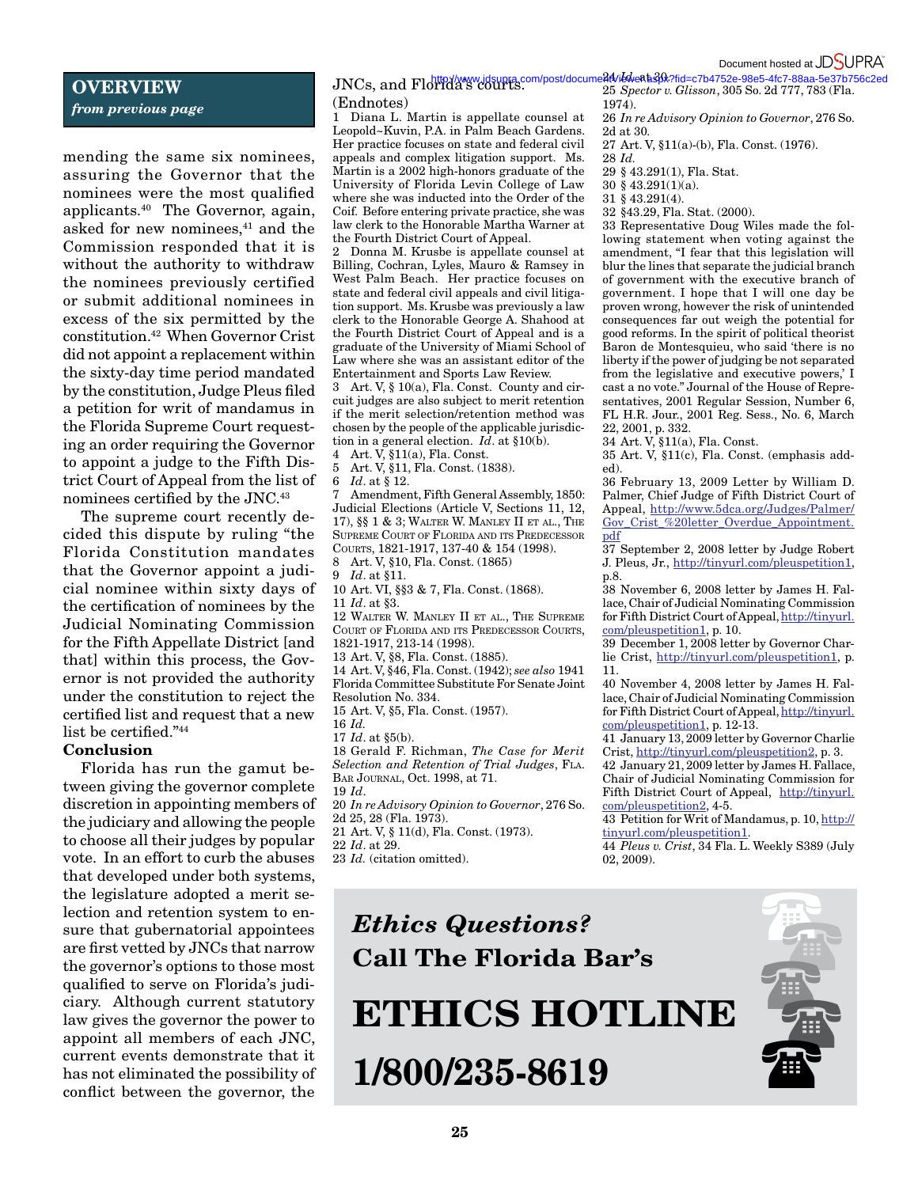## OVERVIEW

*from previous page*

mending the same six nominees, assuring the Governor that the nominees were the most qualified applicants.[40] The Governor, again, asked for new nominees,[41] and the Commission responded that it is without the authority to withdraw the nominees previously certified or submit additional nominees in excess of the six permitted by the constitution.[42] When Governor Crist did not appoint a replacement within the sixty-day time period mandated by the constitution, Judge Pleus filed a petition for writ of mandamus in the Florida Supreme Court requesting an order requiring the Governor to appoint a judge to the Fifth District Court of Appeal from the list of nominees certified by the JNC.[43]

The supreme court recently decided this dispute by ruling "the Florida Constitution mandates that the Governor appoint a judicial nominee within sixty days of the certification of nominees by the Judicial Nominating Commission for the Fifth Appellate District [and that] within this process, the Governor is not provided the authority under the constitution to reject the certified list and request that a new list be certified."[44]

### Conclusion

Florida has run the gamut between giving the governor complete discretion in appointing members of the judiciary and allowing the people to choose all their judges by popular vote. In an effort to curb the abuses that developed under both systems, the legislature adopted a merit selection and retention system to ensure that gubernatorial appointees are first vetted by JNCs that narrow the governor's options to those most qualified to serve on Florida's judiciary. Although current statutory law gives the governor the power to appoint all members of each JNC, current events demonstrate that it has not eliminated the possibility of conflict between the governor, the JNCs, and Florida's courts.

(Endnotes)

1 Diana L. Martin is appellate counsel at Leopold~Kuvin, P.A. in Palm Beach Gardens. Her practice focuses on state and federal civil appeals and complex litigation support. Ms. Martin is a 2002 high-honors graduate of the University of Florida Levin College of Law where she was inducted into the Order of the Coif. Before entering private practice, she was law clerk to the Honorable Martha Warner at the Fourth District Court of Appeal.

2 Donna M. Krusbe is appellate counsel at Billing, Cochran, Lyles, Mauro & Ramsey in West Palm Beach. Her practice focuses on state and federal civil appeals and civil litigation support. Ms. Krusbe was previously a law clerk to the Honorable George A. Shahood at the Fourth District Court of Appeal and is a graduate of the University of Miami School of Law where she was an assistant editor of the Entertainment and Sports Law Review.

3 Art. V, § 10(a), Fla. Const. County and circuit judges are also subject to merit retention if the merit selection/retention method was chosen by the people of the applicable jurisdiction in a general election. *Id*. at §10(b).

4 Art. V, §11(a), Fla. Const.

5 Art. V, §11, Fla. Const. (1838).

6 *Id*. at § 12.

7 Amendment, Fifth General Assembly, 1850: Judicial Elections (Article V, Sections 11, 12, 17), §§ 1 & 3; Walter W. Manley II et al., The Supreme Court of Florida and its Predecessor Courts, 1821-1917, 137-40 & 154 (1998).

8 Art. V, §10, Fla. Const. (1865)

9 *Id*. at §11.

10 Art. VI, §§3 & 7, Fla. Const. (1868).

11 *Id*. at §3.

12 Walter W. Manley II et al., The Supreme Court of Florida and its Predecessor Courts, 1821-1917, 213-14 (1998).

13 Art. V, §8, Fla. Const. (1885).

14 Art. V, §46, Fla. Const. (1942); *see also* 1941 Florida Committee Substitute For Senate Joint Resolution No. 334.

15 Art. V, §5, Fla. Const. (1957).

16 *Id.*

17 *Id*. at §5(b).

18 Gerald F. Richman, *The Case for Merit Selection and Retention of Trial Judges*, Fla. Bar Journal, Oct. 1998, at 71.

19 *Id*.

20 *In re Advisory Opinion to Governor*, 276 So. 2d 25, 28 (Fla. 1973).

21 Art. V, § 11(d), Fla. Const. (1973).

22 *Id*. at 29.

23 *Id.* (citation omitted).

24 *Id*. at 30.

25 *Spector v. Glisson*, 305 So. 2d 777, 783 (Fla. 1974).

26 *In re Advisory Opinion to Governor*, 276 So. 2d at 30.

27 Art. V, §11(a)-(b), Fla. Const. (1976).

28 *Id.*

29 § 43.291(1), Fla. Stat.

30 § 43.291(1)(a).

31 § 43.291(4).

32 §43.29, Fla. Stat. (2000).

33 Representative Doug Wiles made the following statement when voting against the amendment, "I fear that this legislation will blur the lines that separate the judicial branch of government with the executive branch of government. I hope that I will one day be proven wrong, however the risk of unintended consequences far out weigh the potential for good reforms. In the spirit of political theorist Baron de Montesquieu, who said 'there is no liberty if the power of judging be not separated from the legislative and executive powers,' I cast a no vote." Journal of the House of Representatives, 2001 Regular Session, Number 6, FL H.R. Jour., 2001 Reg. Sess., No. 6, March 22, 2001, p. 332.

34 Art. V, §11(a), Fla. Const.

35 Art. V, §11(c), Fla. Const. (emphasis added).

36 February 13, 2009 Letter by William D. Palmer, Chief Judge of Fifth District Court of Appeal, http://www.5dca.org/Judges/Palmer/Gov_Crist_%20letter_Overdue_Appointment.pdf

37 September 2, 2008 letter by Judge Robert J. Pleus, Jr., http://tinyurl.com/pleuspetition1, p.8.

38 November 6, 2008 letter by James H. Fallace, Chair of Judicial Nominating Commission for Fifth District Court of Appeal, http://tinyurl.com/pleuspetition1, p. 10.

39 December 1, 2008 letter by Governor Charlie Crist, http://tinyurl.com/pleuspetition1, p. 11.

40 November 4, 2008 letter by James H. Fallace, Chair of Judicial Nominating Commission for Fifth District Court of Appeal, http://tinyurl.com/pleuspetition1, p. 12-13.

41 January 13, 2009 letter by Governor Charlie Crist, http://tinyurl.com/pleuspetition2, p. 3.

42 January 21, 2009 letter by James H. Fallace, Chair of Judicial Nominating Commission for Fifth District Court of Appeal, http://tinyurl.com/pleuspetition2, 4-5.

43 Petition for Writ of Mandamus, p. 10, http://tinyurl.com/pleuspetition1.

44 *Pleus v. Crist*, 34 Fla. L. Weekly S389 (July 02, 2009).

***Ethics Questions?***

**Call The Florida Bar's**

**ETHICS HOTLINE**

**1/800/235-8619**